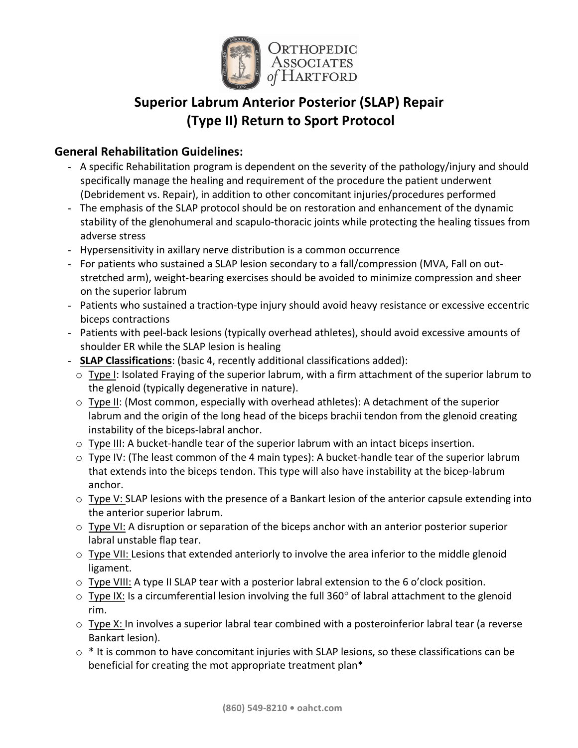# Superior Labrum Anterior Posterior (SLAP) Repair (Type II) Return to Sport Protocol

## General Rehabilitation Guidelines:

- A specific Rehabilitation program is dependent on the severity of the pathology/injury and should specifically manage the healing and requirement of the procedure the patient underwent (Debridement vs. Repair), in addition to other concomitant injuries/procedures performed
- The emphasis of the SLAP protocol should be on restoration and enhancement of the dynamic stability of the glenohumeral and scapulo-thoracic joints while protecting the healing tissues from adverse stress
- Hypersensitivity in axillary nerve distribution is a common occurrence
- For patients who sustained a SLAP lesion secondary to a fall/compression (MVA, Fall on out-stretched arm), weight-bearing exercises should be avoided to minimize compression and sheer on the superior labrum
- Patients who sustained a traction-type injury should avoid heavy resistance or excessive eccentric biceps contractions
- Patients with peel-back lesions (typically overhead athletes), should avoid excessive amounts of shoulder ER while the SLAP lesion is healing
- **SLAP Classifications**: (basic 4, recently additional classifications added):
  - Type I: Isolated Fraying of the superior labrum, with a firm attachment of the superior labrum to the glenoid (typically degenerative in nature).
  - Type II: (Most common, especially with overhead athletes): A detachment of the superior labrum and the origin of the long head of the biceps brachii tendon from the glenoid creating instability of the biceps-labral anchor.
  - Type III: A bucket-handle tear of the superior labrum with an intact biceps insertion.
  - Type IV: (The least common of the 4 main types): A bucket-handle tear of the superior labrum that extends into the biceps tendon. This type will also have instability at the bicep-labrum anchor.
  - Type V: SLAP lesions with the presence of a Bankart lesion of the anterior capsule extending into the anterior superior labrum.
  - Type VI: A disruption or separation of the biceps anchor with an anterior posterior superior labral unstable flap tear.
  - Type VII: Lesions that extended anteriorly to involve the area inferior to the middle glenoid ligament.
  - Type VIII: A type II SLAP tear with a posterior labral extension to the 6 o'clock position.
  - Type IX: Is a circumferential lesion involving the full 360° of labral attachment to the glenoid rim.
  - Type X: In involves a superior labral tear combined with a posteroinferior labral tear (a reverse Bankart lesion).
  - * It is common to have concomitant injuries with SLAP lesions, so these classifications can be beneficial for creating the mot appropriate treatment plan*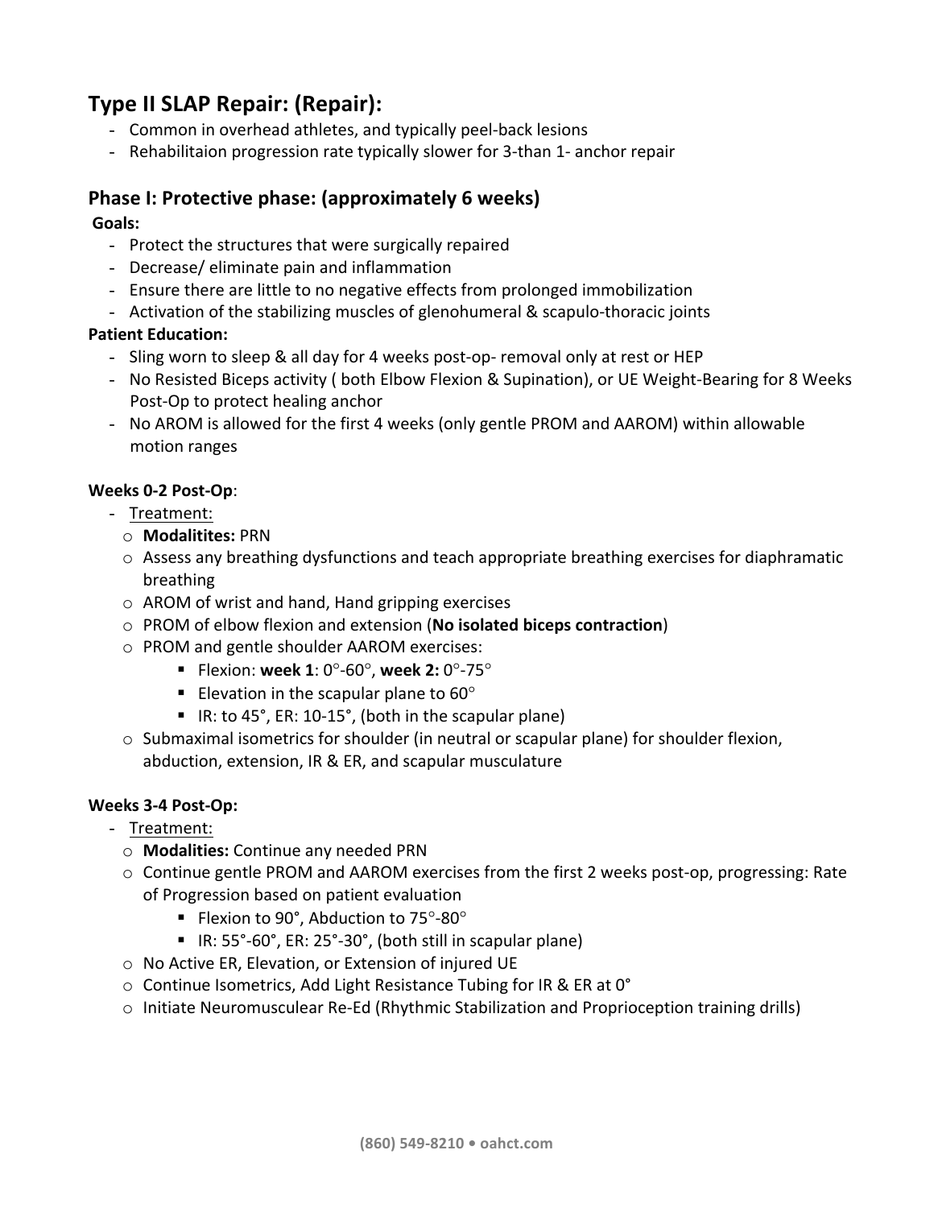## Type II SLAP Repair: (Repair):

- Common in overhead athletes, and typically peel-back lesions
- Rehabilitaion progression rate typically slower for 3-than 1- anchor repair

### Phase I: Protective phase: (approximately 6 weeks)

**Goals:**

- Protect the structures that were surgically repaired
- Decrease/ eliminate pain and inflammation
- Ensure there are little to no negative effects from prolonged immobilization
- Activation of the stabilizing muscles of glenohumeral & scapulo-thoracic joints

**Patient Education:**

- Sling worn to sleep & all day for 4 weeks post-op- removal only at rest or HEP
- No Resisted Biceps activity ( both Elbow Flexion & Supination), or UE Weight-Bearing for 8 Weeks Post-Op to protect healing anchor
- No AROM is allowed for the first 4 weeks (only gentle PROM and AAROM) within allowable motion ranges

**Weeks 0-2 Post-Op**:

- Treatment:
  - **Modalitites:** PRN
  - Assess any breathing dysfunctions and teach appropriate breathing exercises for diaphramatic breathing
  - AROM of wrist and hand, Hand gripping exercises
  - PROM of elbow flexion and extension (**No isolated biceps contraction**)
  - PROM and gentle shoulder AAROM exercises:
    - Flexion: **week 1**: 0°-60°, **week 2:** 0°-75°
    - Elevation in the scapular plane to 60°
    - IR: to 45°, ER: 10-15°, (both in the scapular plane)
  - Submaximal isometrics for shoulder (in neutral or scapular plane) for shoulder flexion, abduction, extension, IR & ER, and scapular musculature

**Weeks 3-4 Post-Op:**

- Treatment:
  - **Modalities:** Continue any needed PRN
  - Continue gentle PROM and AAROM exercises from the first 2 weeks post-op, progressing: Rate of Progression based on patient evaluation
    - Flexion to 90°, Abduction to 75°-80°
    - IR: 55°-60°, ER: 25°-30°, (both still in scapular plane)
  - No Active ER, Elevation, or Extension of injured UE
  - Continue Isometrics, Add Light Resistance Tubing for IR & ER at 0°
  - Initiate Neuromuscular Re-Ed (Rhythmic Stabilization and Proprioception training drills)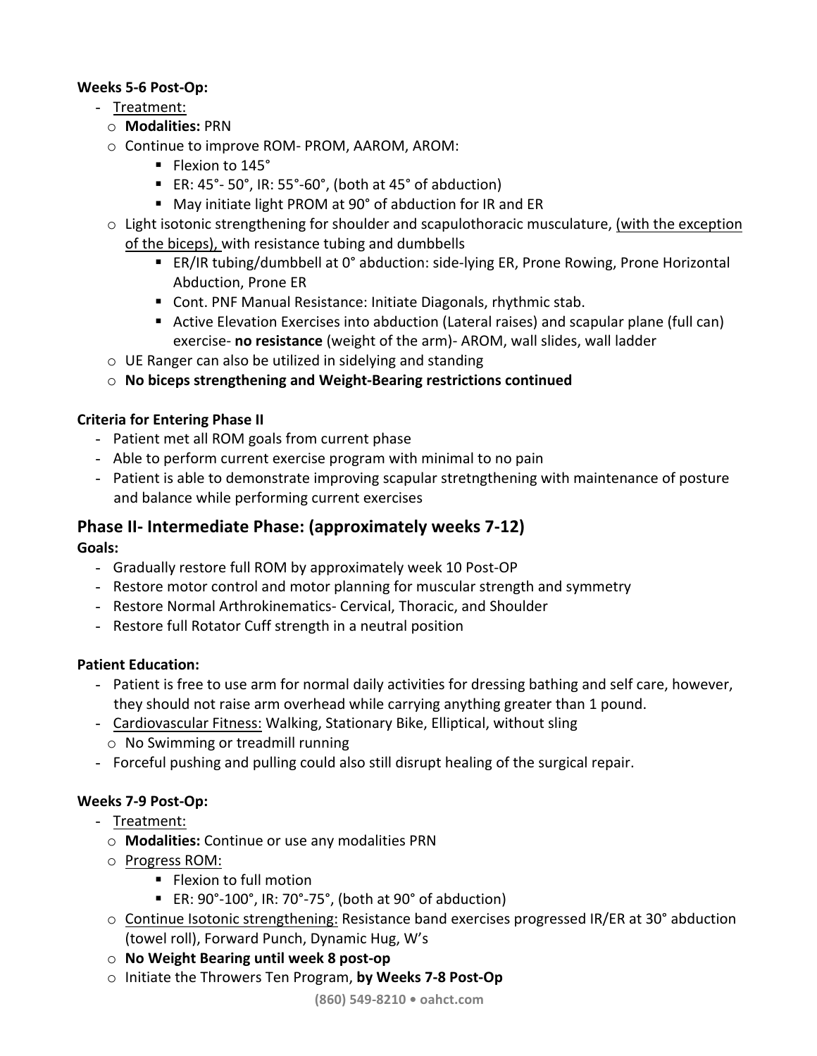**Weeks 5-6 Post-Op:**

- Treatment:
  - **Modalities:** PRN
  - Continue to improve ROM- PROM, AAROM, AROM:
    - Flexion to 145°
    - ER: 45°- 50°, IR: 55°-60°, (both at 45° of abduction)
    - May initiate light PROM at 90° of abduction for IR and ER
  - Light isotonic strengthening for shoulder and scapulothoracic musculature, (with the exception of the biceps), with resistance tubing and dumbbells
    - ER/IR tubing/dumbbell at 0° abduction: side-lying ER, Prone Rowing, Prone Horizontal Abduction, Prone ER
    - Cont. PNF Manual Resistance: Initiate Diagonals, rhythmic stab.
    - Active Elevation Exercises into abduction (Lateral raises) and scapular plane (full can) exercise- **no resistance** (weight of the arm)- AROM, wall slides, wall ladder
  - UE Ranger can also be utilized in sidelying and standing
  - **No biceps strengthening and Weight-Bearing restrictions continued**

**Criteria for Entering Phase II**

- Patient met all ROM goals from current phase
- Able to perform current exercise program with minimal to no pain
- Patient is able to demonstrate improving scapular stretngthening with maintenance of posture and balance while performing current exercises

## Phase II- Intermediate Phase: (approximately weeks 7-12)

**Goals:**

- Gradually restore full ROM by approximately week 10 Post-OP
- Restore motor control and motor planning for muscular strength and symmetry
- Restore Normal Arthrokinematics- Cervical, Thoracic, and Shoulder
- Restore full Rotator Cuff strength in a neutral position

**Patient Education:**

- Patient is free to use arm for normal daily activities for dressing bathing and self care, however, they should not raise arm overhead while carrying anything greater than 1 pound.
- Cardiovascular Fitness: Walking, Stationary Bike, Elliptical, without sling
  - No Swimming or treadmill running
- Forceful pushing and pulling could also still disrupt healing of the surgical repair.

**Weeks 7-9 Post-Op:**

- Treatment:
  - **Modalities:** Continue or use any modalities PRN
  - Progress ROM:
    - Flexion to full motion
    - ER: 90°-100°, IR: 70°-75°, (both at 90° of abduction)
  - Continue Isotonic strengthening: Resistance band exercises progressed IR/ER at 30° abduction (towel roll), Forward Punch, Dynamic Hug, W's
  - **No Weight Bearing until week 8 post-op**
  - Initiate the Throwers Ten Program, **by Weeks 7-8 Post-Op**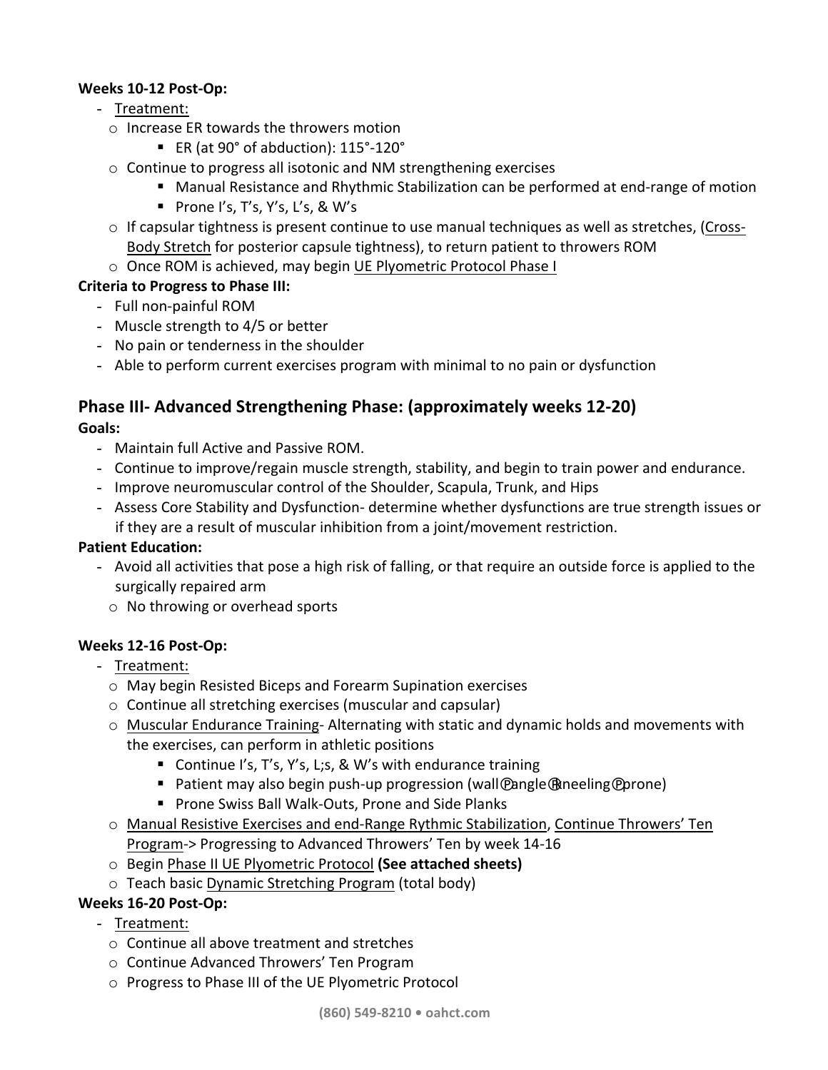**Weeks 10-12 Post-Op:**

- Treatment:
  - Increase ER towards the throwers motion
    - ER (at 90° of abduction): 115°-120°
  - Continue to progress all isotonic and NM strengthening exercises
    - Manual Resistance and Rhythmic Stabilization can be performed at end-range of motion
    - Prone I's, T's, Y's, L's, & W's
  - If capsular tightness is present continue to use manual techniques as well as stretches, (Cross-Body Stretch for posterior capsule tightness), to return patient to throwers ROM
  - Once ROM is achieved, may begin UE Plyometric Protocol Phase I

**Criteria to Progress to Phase III:**

- Full non-painful ROM
- Muscle strength to 4/5 or better
- No pain or tenderness in the shoulder
- Able to perform current exercises program with minimal to no pain or dysfunction

## Phase III- Advanced Strengthening Phase: (approximately weeks 12-20)

**Goals:**

- Maintain full Active and Passive ROM.
- Continue to improve/regain muscle strength, stability, and begin to train power and endurance.
- Improve neuromuscular control of the Shoulder, Scapula, Trunk, and Hips
- Assess Core Stability and Dysfunction- determine whether dysfunctions are true strength issues or if they are a result of muscular inhibition from a joint/movement restriction.

**Patient Education:**

- Avoid all activities that pose a high risk of falling, or that require an outside force is applied to the surgically repaired arm
  - No throwing or overhead sports

**Weeks 12-16 Post-Op:**

- Treatment:
  - May begin Resisted Biceps and Forearm Supination exercises
  - Continue all stretching exercises (muscular and capsular)
  - Muscular Endurance Training- Alternating with static and dynamic holds and movements with the exercises, can perform in athletic positions
    - Continue I's, T's, Y's, L;s, & W's with endurance training
    - Patient may also begin push-up progression (wall→angle→kneeling→prone)
    - Prone Swiss Ball Walk-Outs, Prone and Side Planks
  - Manual Resistive Exercises and end-Range Rythmic Stabilization, Continue Throwers' Ten Program-> Progressing to Advanced Throwers' Ten by week 14-16
  - Begin Phase II UE Plyometric Protocol **(See attached sheets)**
  - Teach basic Dynamic Stretching Program (total body)

**Weeks 16-20 Post-Op:**

- Treatment:
  - Continue all above treatment and stretches
  - Continue Advanced Throwers' Ten Program
  - Progress to Phase III of the UE Plyometric Protocol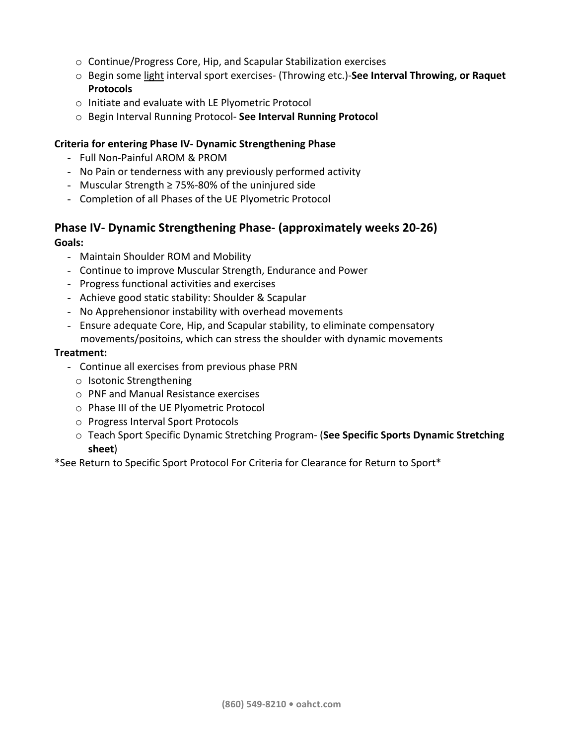- Continue/Progress Core, Hip, and Scapular Stabilization exercises
- Begin some light interval sport exercises- (Throwing etc.)-**See Interval Throwing, or Raquet Protocols**
- Initiate and evaluate with LE Plyometric Protocol
- Begin Interval Running Protocol- **See Interval Running Protocol**

**Criteria for entering Phase IV- Dynamic Strengthening Phase**

- Full Non-Painful AROM & PROM
- No Pain or tenderness with any previously performed activity
- Muscular Strength ≥ 75%-80% of the uninjured side
- Completion of all Phases of the UE Plyometric Protocol

## Phase IV- Dynamic Strengthening Phase- (approximately weeks 20-26)

**Goals:**

- Maintain Shoulder ROM and Mobility
- Continue to improve Muscular Strength, Endurance and Power
- Progress functional activities and exercises
- Achieve good static stability: Shoulder & Scapular
- No Apprehensionor instability with overhead movements
- Ensure adequate Core, Hip, and Scapular stability, to eliminate compensatory movements/positoins, which can stress the shoulder with dynamic movements

**Treatment:**

- Continue all exercises from previous phase PRN
  - Isotonic Strengthening
  - PNF and Manual Resistance exercises
  - Phase III of the UE Plyometric Protocol
  - Progress Interval Sport Protocols
  - Teach Sport Specific Dynamic Stretching Program- (**See Specific Sports Dynamic Stretching sheet**)

*See Return to Specific Sport Protocol For Criteria for Clearance for Return to Sport*